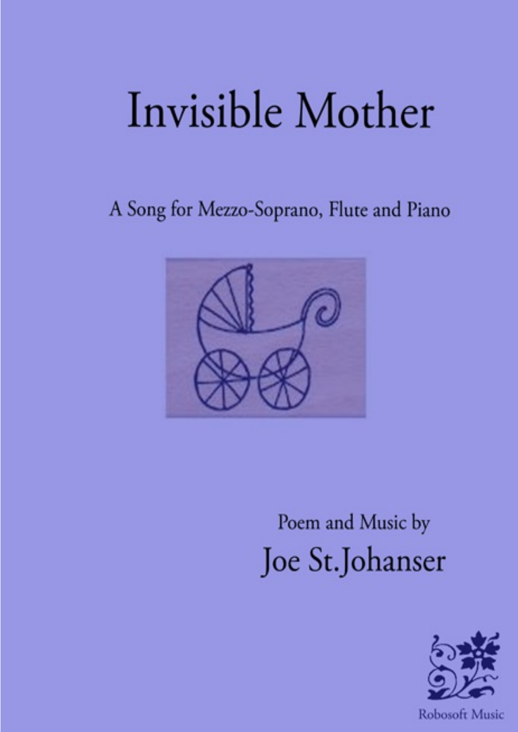# Invisible Mother

A Song for Mezzo-Soprano, Flute and Piano

Poem and Music by

## Joe St.Johanser

Robosoft Music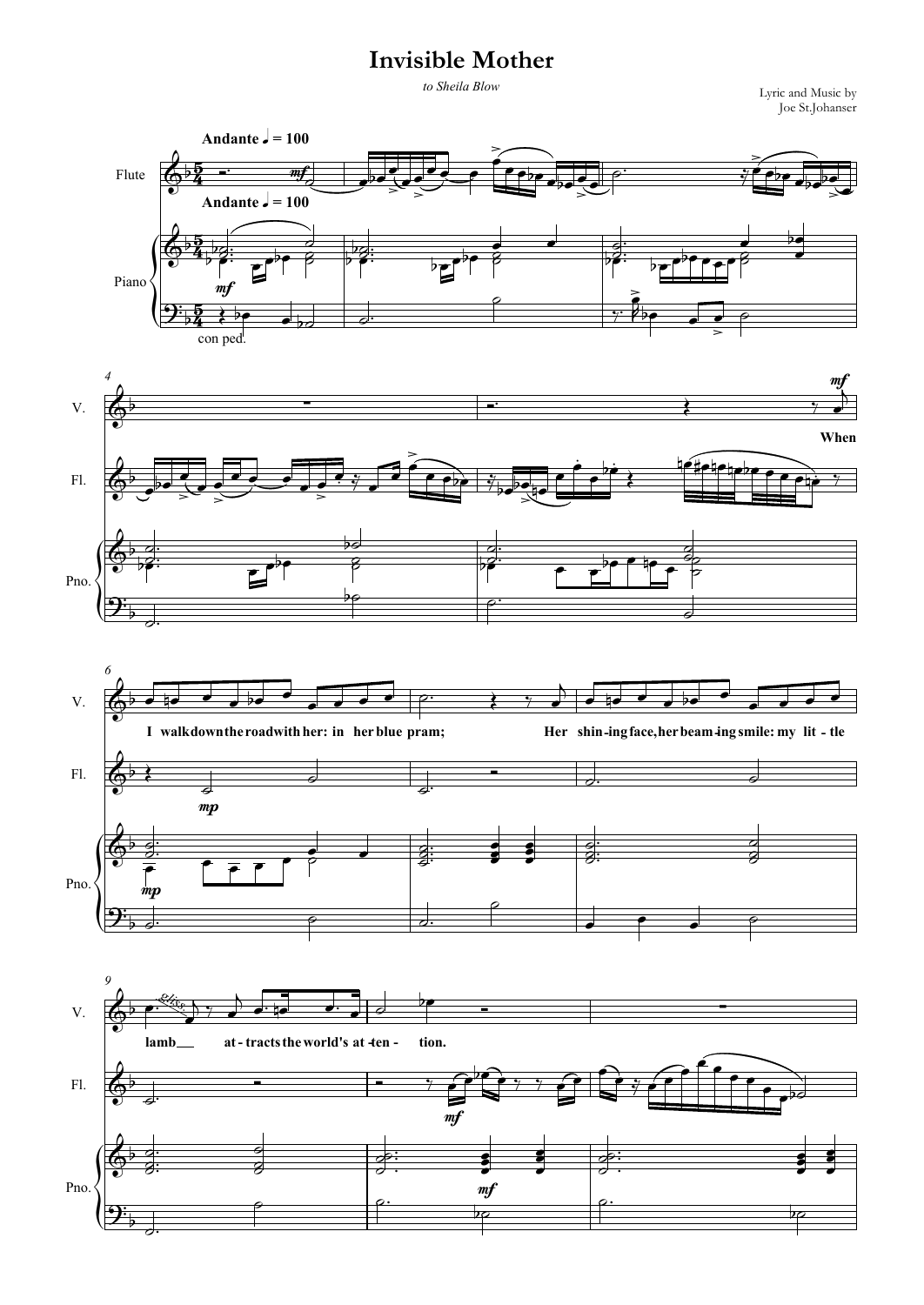# Invisible Mother

*to Sheila Blow*

Lyric and Music by
Joe St.Johanser

**Andante** ♩ = 100

When I walk down the road with her: in her blue pram;

Her shin-ing face, her beam-ing smile: my lit-tle lamb___ at-tracts the world's at-ten- tion.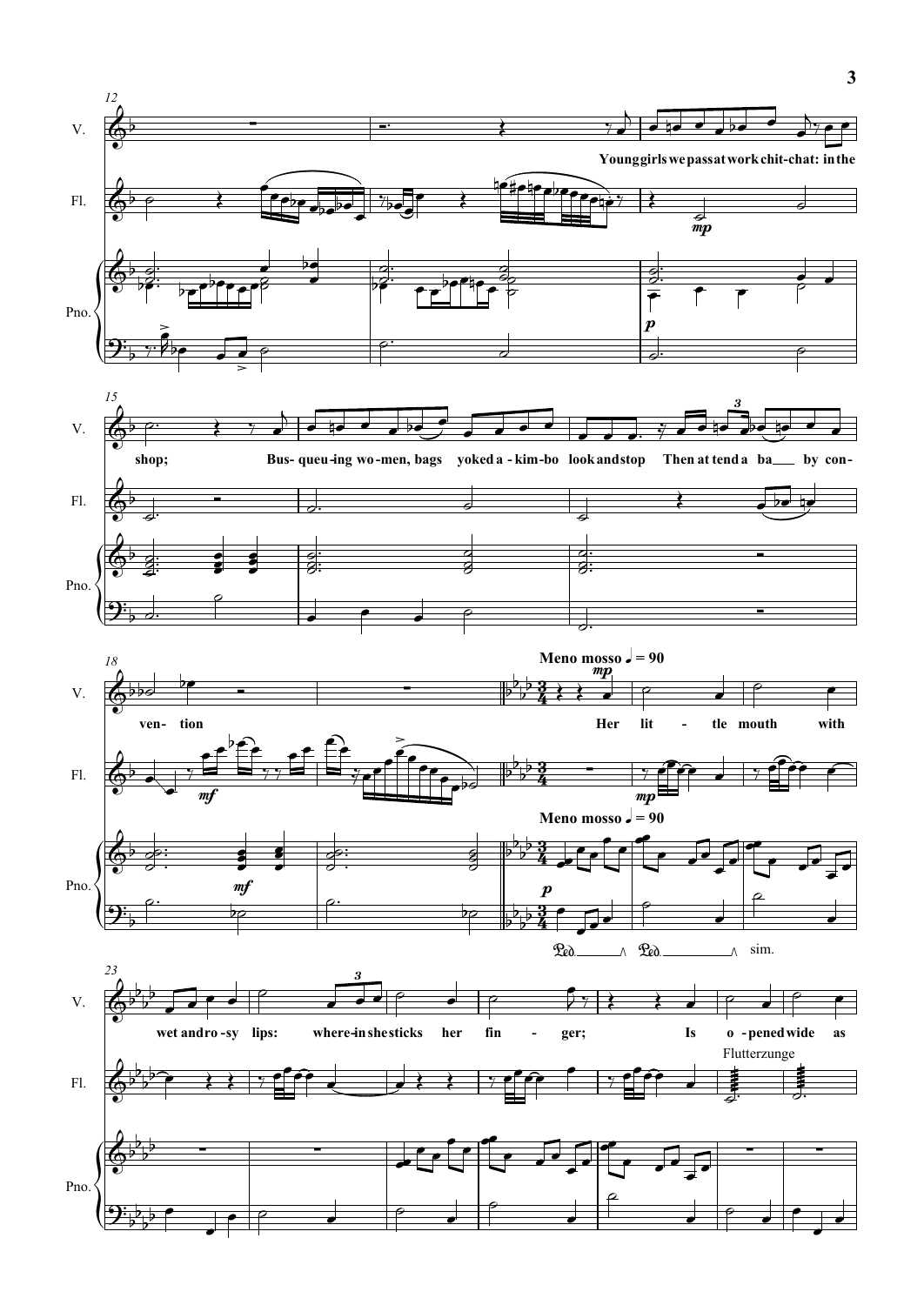V.

Young girls we pass at work chit-chat: in the shop; Bus-queu-ing wo-men, bags yoked a-kim-bo look and stop Then at tend a ba___ by con-ven-tion

**Meno mosso ♩ = 90**

Her lit-tle mouth with wet and ro-sy lips: where-in she sticks her fin-ger; Is o-pened wide as

Fl.

Flutterzunge

Pno.

Ped. Ped. sim.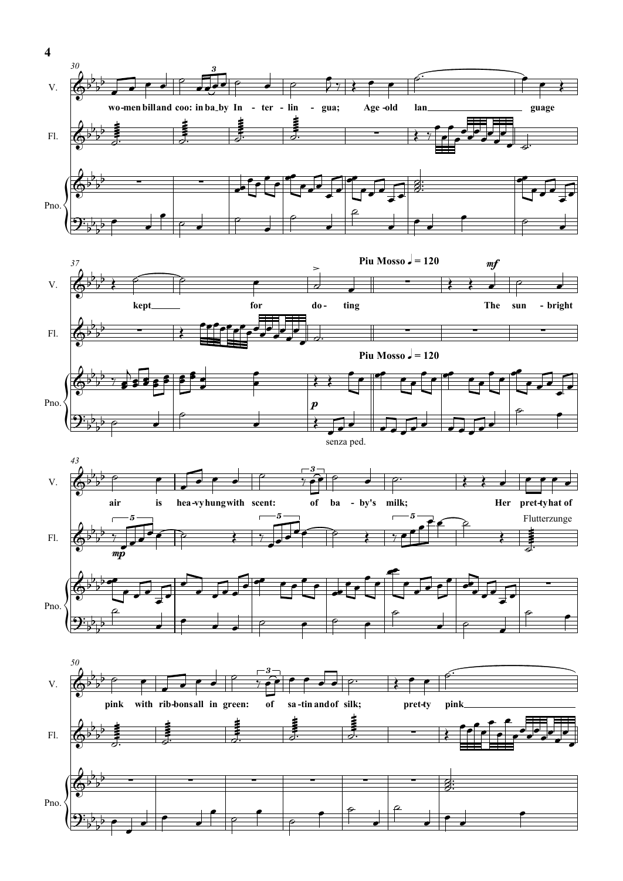**Piu Mosso** ♩ = 120

wo-men bill and coo: in ba_by In - ter - lin - gua; Age -old lan_____ guage kept_____ for do - ting

The sun - bright air is hea-vy hung with scent: of ba - by's milk; Her pret-ty hat of pink with rib-bons all in green: of sa -tin and of silk; pret-ty pink_____

*mf* *mp* *p*

Flutterzunge

senza ped.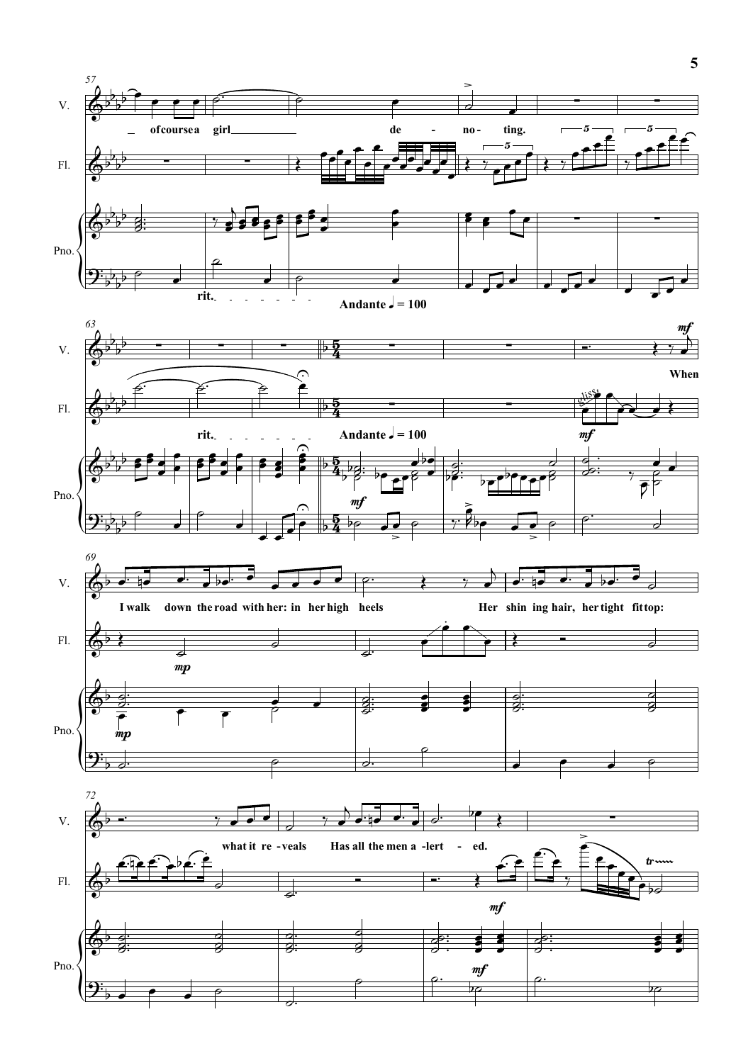V.

of course a girl de - no - ting.

When

I walk down the road with her: in her high heels Her shin ing hair, her tight fit top:

what it re - veals Has all the men a - lert - ed.

Fl.

Pno.

rit.

Andante ♩ = 100

rit.

Andante ♩ = 100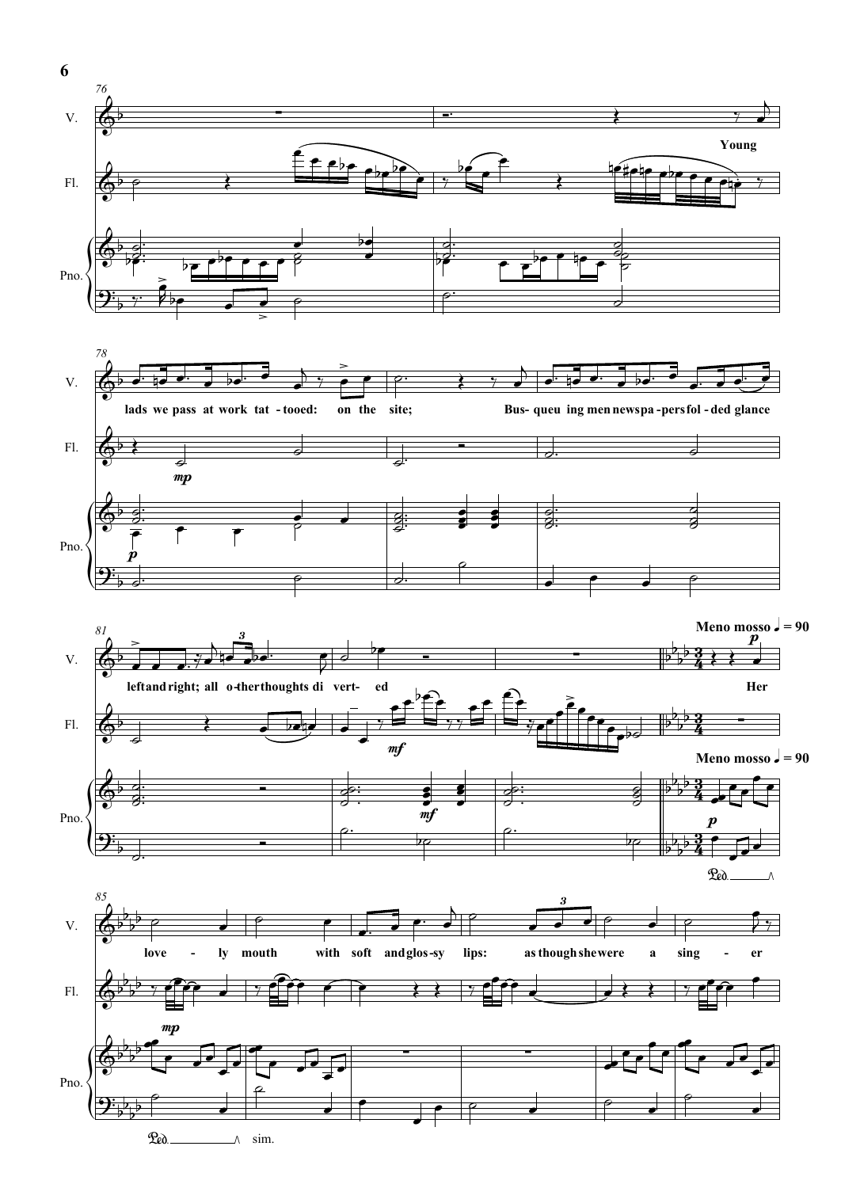V.

Fl.

Pno.

Young

lads we pass at work tat - tooed: on the site;

Bus- queu ing men newspa - pers fol - ded glance

mp

p

left and right; all o-ther thoughts di vert- ed

Her

mf

**Meno mosso ♩ = 90**

love - ly mouth with soft and glos-sy lips: as though she were a sing - er

mp

Ped. sim.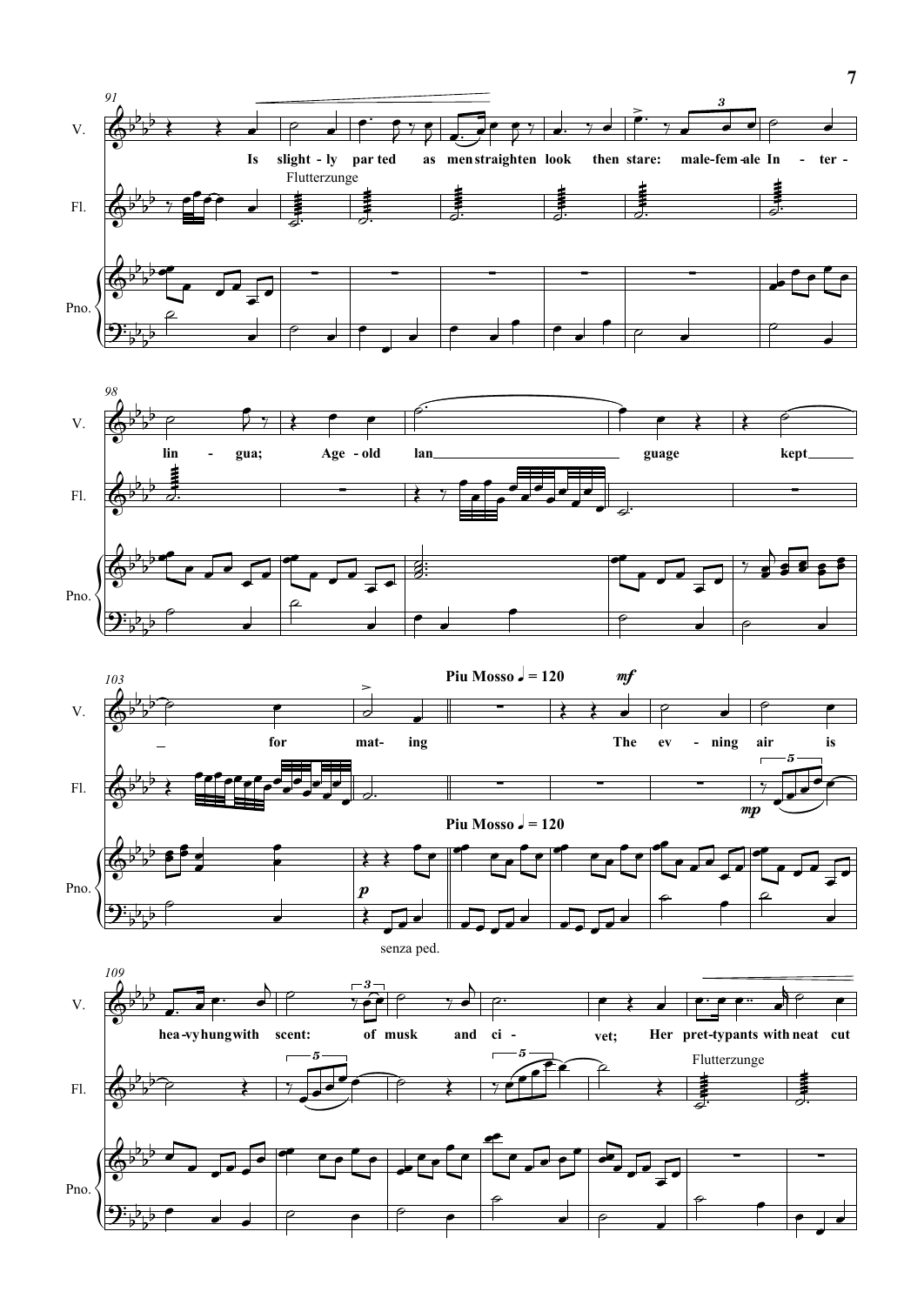91

V.

Is slight - ly par ted as men straighten look then stare: male-fem-ale In - ter -

Fl.

Flutterzunge

Pno.

98

V.

lin - gua; Age - old lan guage kept

Fl.

Pno.

103

V.

for mat- ing

**Piu Mosso** ♩ = 120 *mf*

The ev - ning air is

Fl.

*mp*

**Piu Mosso** ♩ = 120

Pno.

*p*

senza ped.

109

V.

hea-vy hung with scent: of musk and ci - vet; Her pret-ty pants with neat cut

Fl.

Flutterzunge

Pno.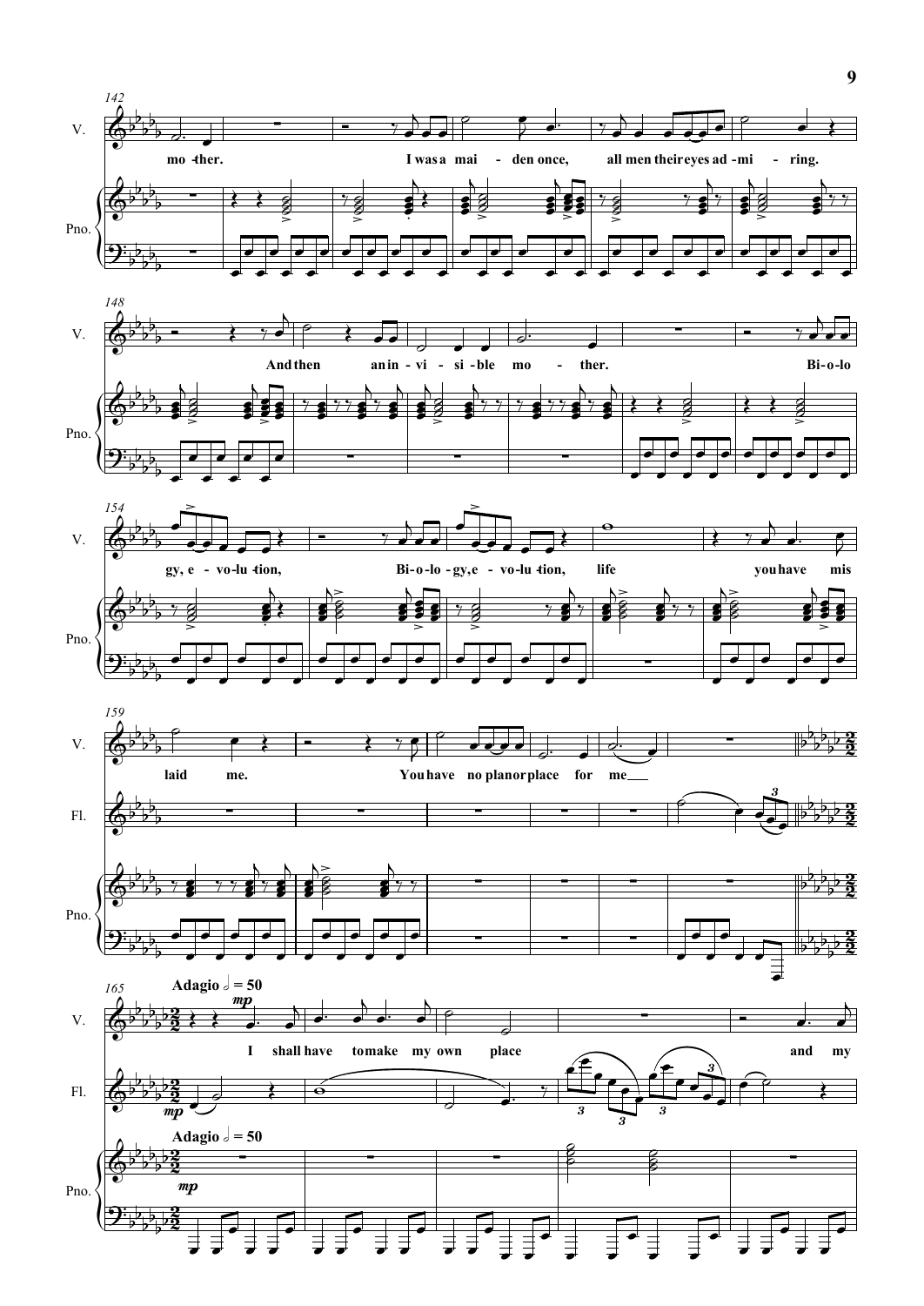142

V.

mo - ther. I was a mai - den once, all men their eyes ad - mi - ring.

Pno.

148

V.

And then an in - vi - si - ble mo - ther. Bi - o - lo

Pno.

154

V.

gy, e - vo - lu - tion, Bi - o - lo - gy, e - vo - lu - tion, life you have mis

Pno.

159

V.

laid me. You have no plan or place for me

Fl.

Pno.

165

**Adagio** 𝅗𝅥 = 50

*mp*

V.

I shall have to make my own place and my

Fl.

*mp*

**Adagio** 𝅗𝅥 = 50

Pno.

*mp*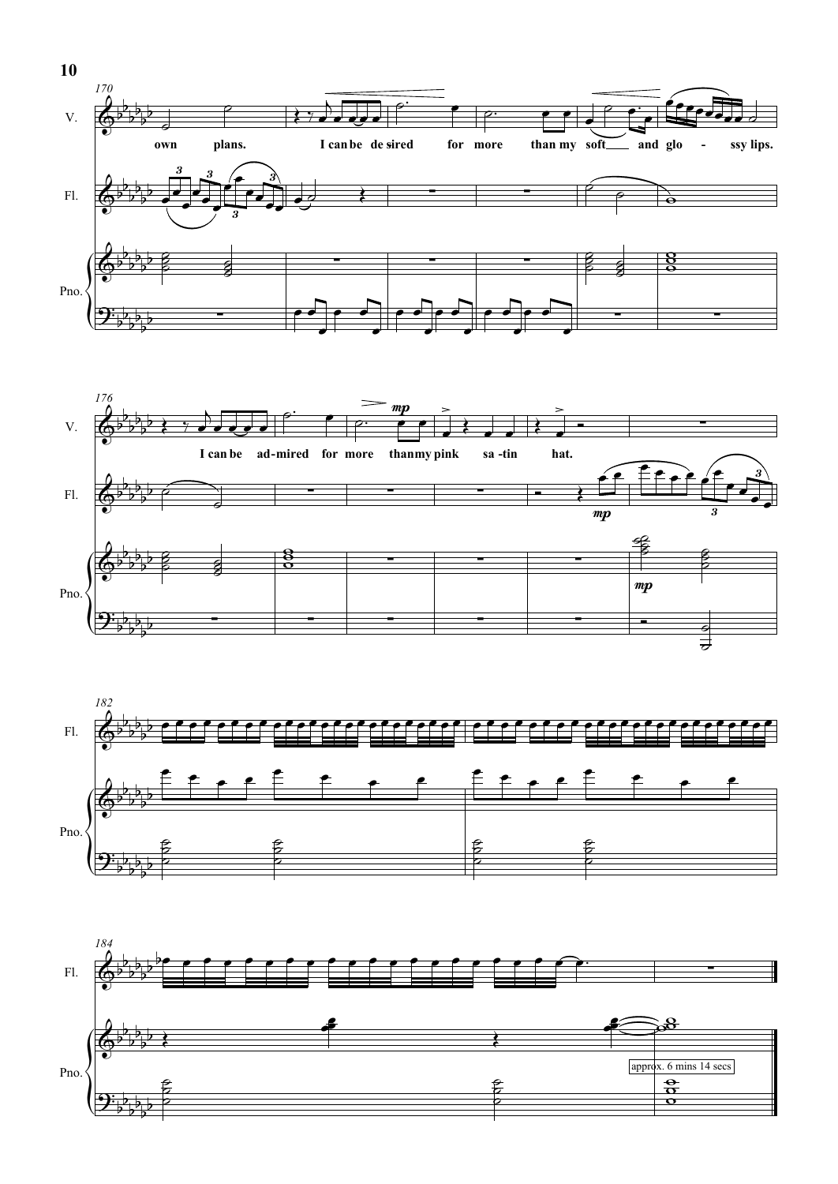170

V.

own plans. I can be de sired for more than my soft\_\_\_ and glo - ssy lips.

Fl.

Pno.

176

V.

*mp*

I can be ad-mired for more than my pink sa -tin hat.

Fl.

*mp*

Pno.

*mp*

182

Fl.

Pno.

184

Fl.

Pno.

approx. 6 mins 14 secs